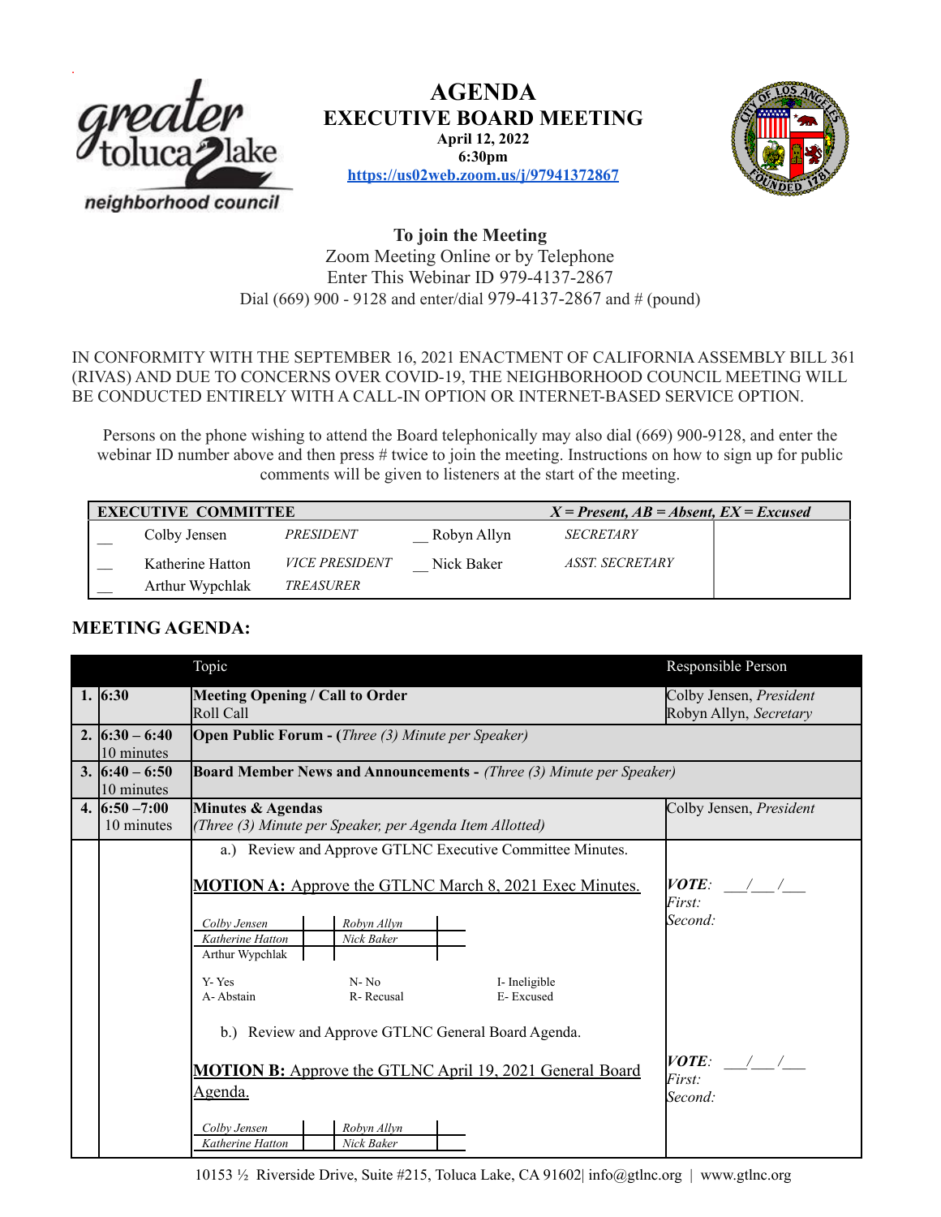# AGENDA
# EXECUTIVE BOARD MEETING

**April 12, 2022**
**6:30pm**
**https://us02web.zoom.us/j/97941372867**

**To join the Meeting**
Zoom Meeting Online or by Telephone
Enter This Webinar ID 979-4137-2867
Dial (669) 900 - 9128 and enter/dial 979-4137-2867 and # (pound)

IN CONFORMITY WITH THE SEPTEMBER 16, 2021 ENACTMENT OF CALIFORNIA ASSEMBLY BILL 361 (RIVAS) AND DUE TO CONCERNS OVER COVID-19, THE NEIGHBORHOOD COUNCIL MEETING WILL BE CONDUCTED ENTIRELY WITH A CALL-IN OPTION OR INTERNET-BASED SERVICE OPTION.

Persons on the phone wishing to attend the Board telephonically may also dial (669) 900-9128, and enter the webinar ID number above and then press # twice to join the meeting. Instructions on how to sign up for public comments will be given to listeners at the start of the meeting.

| **EXECUTIVE COMMITTEE** | | | | | *X = Present, AB = Absent, EX = Excused* |
|---|---|---|---|---|---|
| __ | Colby Jensen | *PRESIDENT* | __ Robyn Allyn | *SECRETARY* | |
| __ | Katherine Hatton | *VICE PRESIDENT* | __ Nick Baker | *ASST. SECRETARY* | |
| __ | Arthur Wypchlak | *TREASURER* | | | |

## MEETING AGENDA:

| | | Topic | Responsible Person |
|---|---|---|---|
| 1. | 6:30 | **Meeting Opening / Call to Order**<br>Roll Call | Colby Jensen, *President*<br>Robyn Allyn, *Secretary* |
| 2. | 6:30 – 6:40<br>10 minutes | **Open Public Forum - (***Three (3) Minute per Speaker)* | |
| 3. | 6:40 – 6:50<br>10 minutes | **Board Member News and Announcements -** *(Three (3) Minute per Speaker)* | |
| 4. | 6:50 –7:00<br>10 minutes | **Minutes & Agendas**<br>*(Three (3) Minute per Speaker, per Agenda Item Allotted)* | Colby Jensen, *President* |
| | | a.) Review and Approve GTLNC Executive Committee Minutes.<br><br>**MOTION A:** Approve the GTLNC March 8, 2021 Exec Minutes.<br><br>*Colby Jensen* \| *Robyn Allyn*<br>*Katherine Hatton* \| *Nick Baker*<br>Arthur Wypchlak<br><br>Y- Yes N- No I- Ineligible<br>A- Abstain R- Recusal E- Excused | ***VOTE***: \_\_/\_\_/\_\_<br>*First:*<br>*Second:* |
| | | b.) Review and Approve GTLNC General Board Agenda.<br><br>**MOTION B:** Approve the GTLNC April 19, 2021 General Board Agenda.<br><br>*Colby Jensen* \| *Robyn Allyn*<br>*Katherine Hatton* \| *Nick Baker* | ***VOTE***: \_\_/\_\_/\_\_<br>*First:*<br>*Second:* |

10153 ½ Riverside Drive, Suite #215, Toluca Lake, CA 91602| info@gtlnc.org | www.gtlnc.org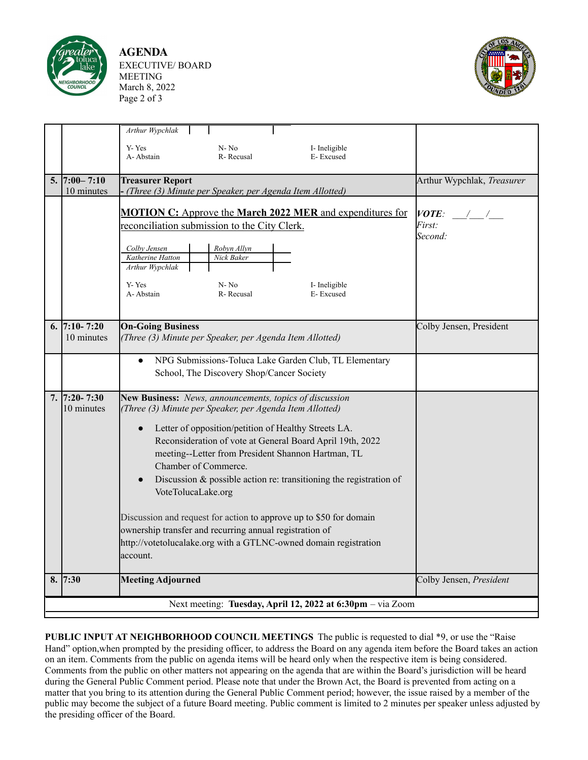**AGENDA**
EXECUTIVE/ BOARD MEETING
March 8, 2022

| # | Time | Item | Presenter |
|---|---|---|---|
| | | *Arthur Wypchlak* <br> Y- Yes N- No I- Ineligible <br> A- Abstain R- Recusal E- Excused | |
| 5. | 7:00– 7:10 <br> 10 minutes | **Treasurer Report** <br> *- (Three (3) Minute per Speaker, per Agenda Item Allotted)* | Arthur Wypchlak, *Treasurer* |
| | | **MOTION C:** Approve the **March 2022 MER** and expenditures for reconciliation submission to the City Clerk. <br> *Colby Jensen* / *Robyn Allyn* <br> *Katherine Hatton* / *Nick Baker* <br> *Arthur Wypchlak* <br> Y- Yes N- No I- Ineligible <br> A- Abstain R- Recusal E- Excused | ***VOTE:*** \_\_\_/\_\_\_/\_\_\_ <br> *First:* <br> *Second:* |
| 6. | 7:10- 7:20 <br> 10 minutes | **On-Going Business** <br> *(Three (3) Minute per Speaker, per Agenda Item Allotted)* | Colby Jensen, President |
| | | • NPG Submissions-Toluca Lake Garden Club, TL Elementary School, The Discovery Shop/Cancer Society | |
| 7. | 7:20- 7:30 <br> 10 minutes | **New Business:** *News, announcements, topics of discussion* <br> *(Three (3) Minute per Speaker, per Agenda Item Allotted)* <br> • Letter of opposition/petition of Healthy Streets LA. Reconsideration of vote at General Board April 19th, 2022 meeting--Letter from President Shannon Hartman, TL Chamber of Commerce. <br> • Discussion & possible action re: transitioning the registration of VoteTolucaLake.org <br> Discussion and request for action to approve up to $50 for domain ownership transfer and recurring annual registration of http://votetolucalake.org with a GTLNC-owned domain registration account. | |
| 8. | 7:30 | **Meeting Adjourned** | Colby Jensen, *President* |
| | | Next meeting: **Tuesday, April 12, 2022 at 6:30pm** – via Zoom | |

**PUBLIC INPUT AT NEIGHBORHOOD COUNCIL MEETINGS** The public is requested to dial *9, or use the "Raise Hand" option,when prompted by the presiding officer, to address the Board on any agenda item before the Board takes an action on an item. Comments from the public on agenda items will be heard only when the respective item is being considered. Comments from the public on other matters not appearing on the agenda that are within the Board's jurisdiction will be heard during the General Public Comment period. Please note that under the Brown Act, the Board is prevented from acting on a matter that you bring to its attention during the General Public Comment period; however, the issue raised by a member of the public may become the subject of a future Board meeting. Public comment is limited to 2 minutes per speaker unless adjusted by the presiding officer of the Board.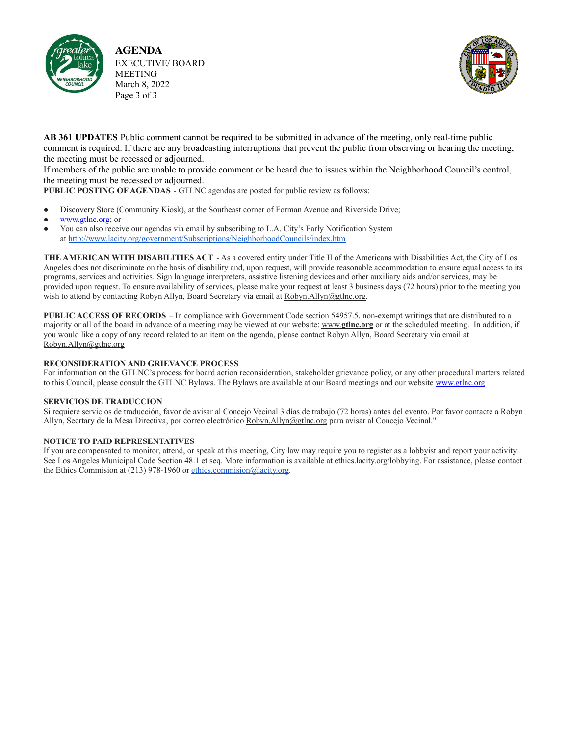**AB 361 UPDATES** Public comment cannot be required to be submitted in advance of the meeting, only real-time public comment is required. If there are any broadcasting interruptions that prevent the public from observing or hearing the meeting, the meeting must be recessed or adjourned.

If members of the public are unable to provide comment or be heard due to issues within the Neighborhood Council's control, the meeting must be recessed or adjourned.

**PUBLIC POSTING OF AGENDAS** - GTLNC agendas are posted for public review as follows:

- Discovery Store (Community Kiosk), at the Southeast corner of Forman Avenue and Riverside Drive;
- www.gtlnc.org; or
- You can also receive our agendas via email by subscribing to L.A. City's Early Notification System at http://www.lacity.org/government/Subscriptions/NeighborhoodCouncils/index.htm

**THE AMERICAN WITH DISABILITIES ACT** - As a covered entity under Title II of the Americans with Disabilities Act, the City of Los Angeles does not discriminate on the basis of disability and, upon request, will provide reasonable accommodation to ensure equal access to its programs, services and activities. Sign language interpreters, assistive listening devices and other auxiliary aids and/or services, may be provided upon request. To ensure availability of services, please make your request at least 3 business days (72 hours) prior to the meeting you wish to attend by contacting Robyn Allyn, Board Secretary via email at Robyn.Allyn@gtlnc.org.

**PUBLIC ACCESS OF RECORDS** – In compliance with Government Code section 54957.5, non-exempt writings that are distributed to a majority or all of the board in advance of a meeting may be viewed at our website: www.**gtlnc.org** or at the scheduled meeting. In addition, if you would like a copy of any record related to an item on the agenda, please contact Robyn Allyn, Board Secretary via email at Robyn.Allyn@gtlnc.org

**RECONSIDERATION AND GRIEVANCE PROCESS**

For information on the GTLNC's process for board action reconsideration, stakeholder grievance policy, or any other procedural matters related to this Council, please consult the GTLNC Bylaws. The Bylaws are available at our Board meetings and our website www.gtlnc.org

**SERVICIOS DE TRADUCCION**

Si requiere servicios de traducción, favor de avisar al Concejo Vecinal 3 días de trabajo (72 horas) antes del evento. Por favor contacte a Robyn Allyn, Secrtary de la Mesa Directiva, por correo electrónico Robyn.Allyn@gtlnc.org para avisar al Concejo Vecinal."

**NOTICE TO PAID REPRESENTATIVES**

If you are compensated to monitor, attend, or speak at this meeting, City law may require you to register as a lobbyist and report your activity. See Los Angeles Municipal Code Section 48.1 et seq. More information is available at ethics.lacity.org/lobbying. For assistance, please contact the Ethics Commision at (213) 978-1960 or ethics.commision@lacity.org.